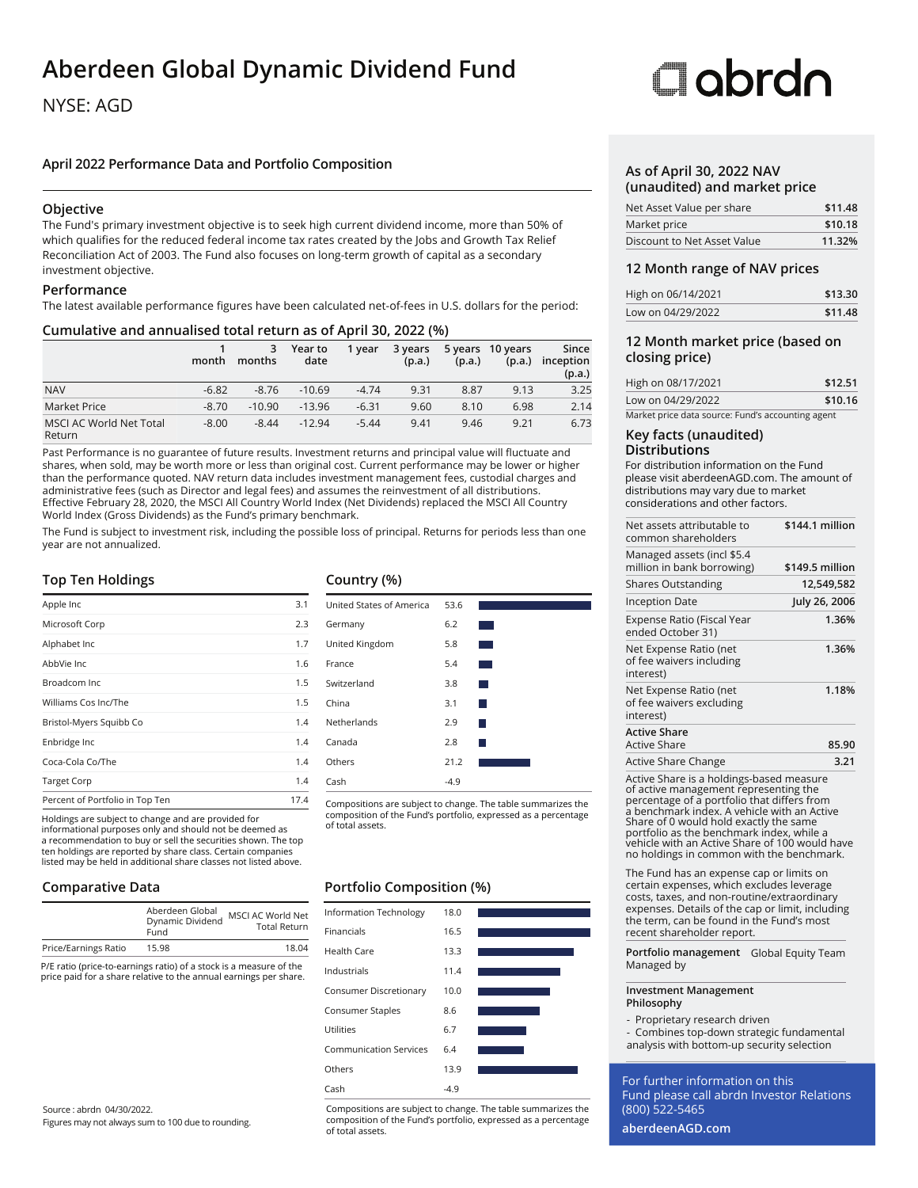# Aberdeen Global Dynamic Dividend Fund

NYSE: AGD

abrdn

## April 2022 Performance Data and Portfolio Composition

### Objective

The Fund's primary investment objective is to seek high current dividend income, more than 50% of which qualifies for the reduced federal income tax rates created by the Jobs and Growth Tax Relief Reconciliation Act of 2003. The Fund also focuses on long-term growth of capital as a secondary investment objective.

### Performance

The latest available performance figures have been calculated net-of-fees in U.S. dollars for the period:

### Cumulative and annualised total return as of April 30, 2022 (%)

| | 1 month | 3 months | Year to date | 1 year | 3 years (p.a.) | 5 years (p.a.) | 10 years (p.a.) | Since inception (p.a.) |
|---|---|---|---|---|---|---|---|---|
| NAV | -6.82 | -8.76 | -10.69 | -4.74 | 9.31 | 8.87 | 9.13 | 3.25 |
| Market Price | -8.70 | -10.90 | -13.96 | -6.31 | 9.60 | 8.10 | 6.98 | 2.14 |
| MSCI AC World Net Total Return | -8.00 | -8.44 | -12.94 | -5.44 | 9.41 | 9.46 | 9.21 | 6.73 |

Past Performance is no guarantee of future results. Investment returns and principal value will fluctuate and shares, when sold, may be worth more or less than original cost. Current performance may be lower or higher than the performance quoted. NAV return data includes investment management fees, custodial charges and administrative fees (such as Director and legal fees) and assumes the reinvestment of all distributions. Effective February 28, 2020, the MSCI All Country World Index (Net Dividends) replaced the MSCI All Country World Index (Gross Dividends) as the Fund's primary benchmark.

The Fund is subject to investment risk, including the possible loss of principal. Returns for periods less than one year are not annualized.

### Top Ten Holdings

| Holding | % |
|---|---|
| Apple Inc | 3.1 |
| Microsoft Corp | 2.3 |
| Alphabet Inc | 1.7 |
| AbbVie Inc | 1.6 |
| Broadcom Inc | 1.5 |
| Williams Cos Inc/The | 1.5 |
| Bristol-Myers Squibb Co | 1.4 |
| Enbridge Inc | 1.4 |
| Coca-Cola Co/The | 1.4 |
| Target Corp | 1.4 |
| Percent of Portfolio in Top Ten | 17.4 |

Holdings are subject to change and are provided for informational purposes only and should not be deemed as a recommendation to buy or sell the securities shown. The top ten holdings are reported by share class. Certain companies listed may be held in additional share classes not listed above.

### Country (%)

| Country | % |
|---|---|
| United States of America | 53.6 |
| Germany | 6.2 |
| United Kingdom | 5.8 |
| France | 5.4 |
| Switzerland | 3.8 |
| China | 3.1 |
| Netherlands | 2.9 |
| Canada | 2.8 |
| Others | 21.2 |
| Cash | -4.9 |

Compositions are subject to change. The table summarizes the composition of the Fund's portfolio, expressed as a percentage of total assets.

### Comparative Data

| | Aberdeen Global Dynamic Dividend Fund | MSCI AC World Net Total Return |
|---|---|---|
| Price/Earnings Ratio | 15.98 | 18.04 |

P/E ratio (price-to-earnings ratio) of a stock is a measure of the price paid for a share relative to the annual earnings per share.

### Portfolio Composition (%)

| Sector | % |
|---|---|
| Information Technology | 18.0 |
| Financials | 16.5 |
| Health Care | 13.3 |
| Industrials | 11.4 |
| Consumer Discretionary | 10.0 |
| Consumer Staples | 8.6 |
| Utilities | 6.7 |
| Communication Services | 6.4 |
| Others | 13.9 |
| Cash | -4.9 |

Compositions are subject to change. The table summarizes the composition of the Fund's portfolio, expressed as a percentage of total assets.

Source : abrdn 04/30/2022.
Figures may not always sum to 100 due to rounding.

### As of April 30, 2022 NAV (unaudited) and market price

| | |
|---|---|
| Net Asset Value per share | $11.48 |
| Market price | $10.18 |
| Discount to Net Asset Value | 11.32% |

### 12 Month range of NAV prices

| | |
|---|---|
| High on 06/14/2021 | $13.30 |
| Low on 04/29/2022 | $11.48 |

### 12 Month market price (based on closing price)

| | |
|---|---|
| High on 08/17/2021 | $12.51 |
| Low on 04/29/2022 | $10.16 |

Market price data source: Fund's accounting agent

### Key facts (unaudited)

### Distributions

For distribution information on the Fund please visit aberdeenAGD.com. The amount of distributions may vary due to market considerations and other factors.

| | |
|---|---|
| Net assets attributable to common shareholders | $144.1 million |
| Managed assets (incl $5.4 million in bank borrowing) | $149.5 million |
| Shares Outstanding | 12,549,582 |
| Inception Date | July 26, 2006 |
| Expense Ratio (Fiscal Year ended October 31) | 1.36% |
| Net Expense Ratio (net of fee waivers including interest) | 1.36% |
| Net Expense Ratio (net of fee waivers excluding interest) | 1.18% |
| **Active Share** | |
| Active Share | 85.90 |
| Active Share Change | 3.21 |

Active Share is a holdings-based measure of active management representing the percentage of a portfolio that differs from a benchmark index. A vehicle with an Active Share of 0 would hold exactly the same portfolio as the benchmark index, while a vehicle with an Active Share of 100 would have no holdings in common with the benchmark.

The Fund has an expense cap or limits on certain expenses, which excludes leverage costs, taxes, and non-routine/extraordinary expenses. Details of the cap or limit, including the term, can be found in the Fund's most recent shareholder report.

**Portfolio management Managed by** Global Equity Team

**Investment Management Philosophy**

- Proprietary research driven
- Combines top-down strategic fundamental analysis with bottom-up security selection

For further information on this Fund please call abrdn Investor Relations (800) 522-5465

**aberdeenAGD.com**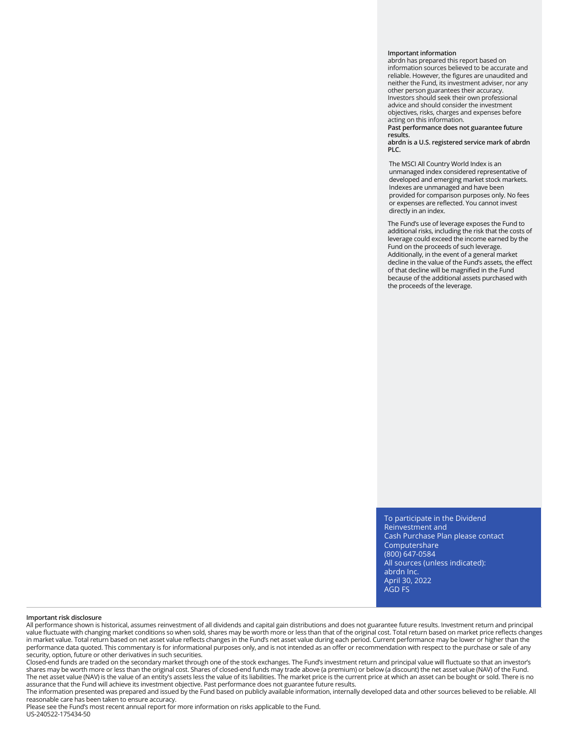**Important information**

abrdn has prepared this report based on information sources believed to be accurate and reliable. However, the figures are unaudited and neither the Fund, its investment adviser, nor any other person guarantees their accuracy. Investors should seek their own professional advice and should consider the investment objectives, risks, charges and expenses before acting on this information.

**Past performance does not guarantee future results.**

**abrdn is a U.S. registered service mark of abrdn PLC.**

The MSCI All Country World Index is an unmanaged index considered representative of developed and emerging market stock markets. Indexes are unmanaged and have been provided for comparison purposes only. No fees or expenses are reflected. You cannot invest directly in an index.

The Fund's use of leverage exposes the Fund to additional risks, including the risk that the costs of leverage could exceed the income earned by the Fund on the proceeds of such leverage. Additionally, in the event of a general market decline in the value of the Fund's assets, the effect of that decline will be magnified in the Fund because of the additional assets purchased with the proceeds of the leverage.

To participate in the Dividend Reinvestment and Cash Purchase Plan please contact Computershare
(800) 647-0584
All sources (unless indicated):
abrdn Inc.
April 30, 2022
AGD FS

**Important risk disclosure**

All performance shown is historical, assumes reinvestment of all dividends and capital gain distributions and does not guarantee future results. Investment return and principal value fluctuate with changing market conditions so when sold, shares may be worth more or less than that of the original cost. Total return based on market price reflects changes in market value. Total return based on net asset value reflects changes in the Fund's net asset value during each period. Current performance may be lower or higher than the performance data quoted. This commentary is for informational purposes only, and is not intended as an offer or recommendation with respect to the purchase or sale of any security, option, future or other derivatives in such securities.

Closed-end funds are traded on the secondary market through one of the stock exchanges. The Fund's investment return and principal value will fluctuate so that an investor's shares may be worth more or less than the original cost. Shares of closed-end funds may trade above (a premium) or below (a discount) the net asset value (NAV) of the Fund. The net asset value (NAV) is the value of an entity's assets less the value of its liabilities. The market price is the current price at which an asset can be bought or sold. There is no assurance that the Fund will achieve its investment objective. Past performance does not guarantee future results.

The information presented was prepared and issued by the Fund based on publicly available information, internally developed data and other sources believed to be reliable. All reasonable care has been taken to ensure accuracy.

Please see the Fund's most recent annual report for more information on risks applicable to the Fund.

US-240522-175434-50